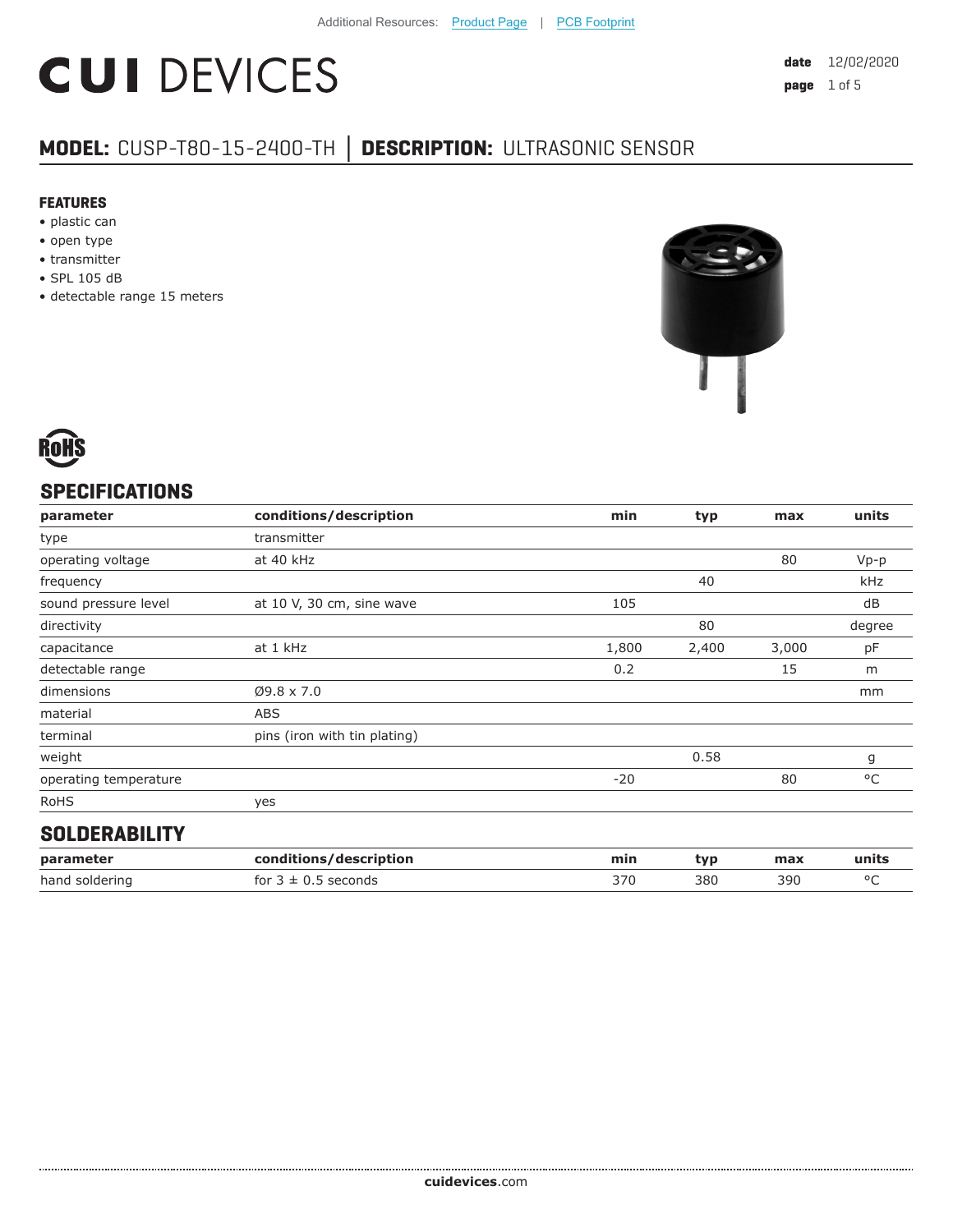Additional Resources: Product Page | PCB Footprint

# CUI DEVICES

**date** 12/02/2020

## MODEL: CUSP-T80-15-2400-TH | DESCRIPTION: ULTRASONIC SENSOR

### FEATURES

- plastic can
- open type
- transmitter
- SPL 105 dB
- detectable range 15 meters

RoHS

## SPECIFICATIONS

| parameter | conditions/description | min | typ | max | units |
|---|---|---|---|---|---|
| type | transmitter | | | | |
| operating voltage | at 40 kHz | | | 80 | Vp-p |
| frequency | | | 40 | | kHz |
| sound pressure level | at 10 V, 30 cm, sine wave | 105 | | | dB |
| directivity | | | 80 | | degree |
| capacitance | at 1 kHz | 1,800 | 2,400 | 3,000 | pF |
| detectable range | | 0.2 | | 15 | m |
| dimensions | Ø9.8 x 7.0 | | | | mm |
| material | ABS | | | | |
| terminal | pins (iron with tin plating) | | | | |
| weight | | | 0.58 | | g |
| operating temperature | | -20 | | 80 | °C |
| RoHS | yes | | | | |

## SOLDERABILITY

| parameter | conditions/description | min | typ | max | units |
|---|---|---|---|---|---|
| hand soldering | for 3 ± 0.5 seconds | 370 | 380 | 390 | °C |

**cuidevices**.com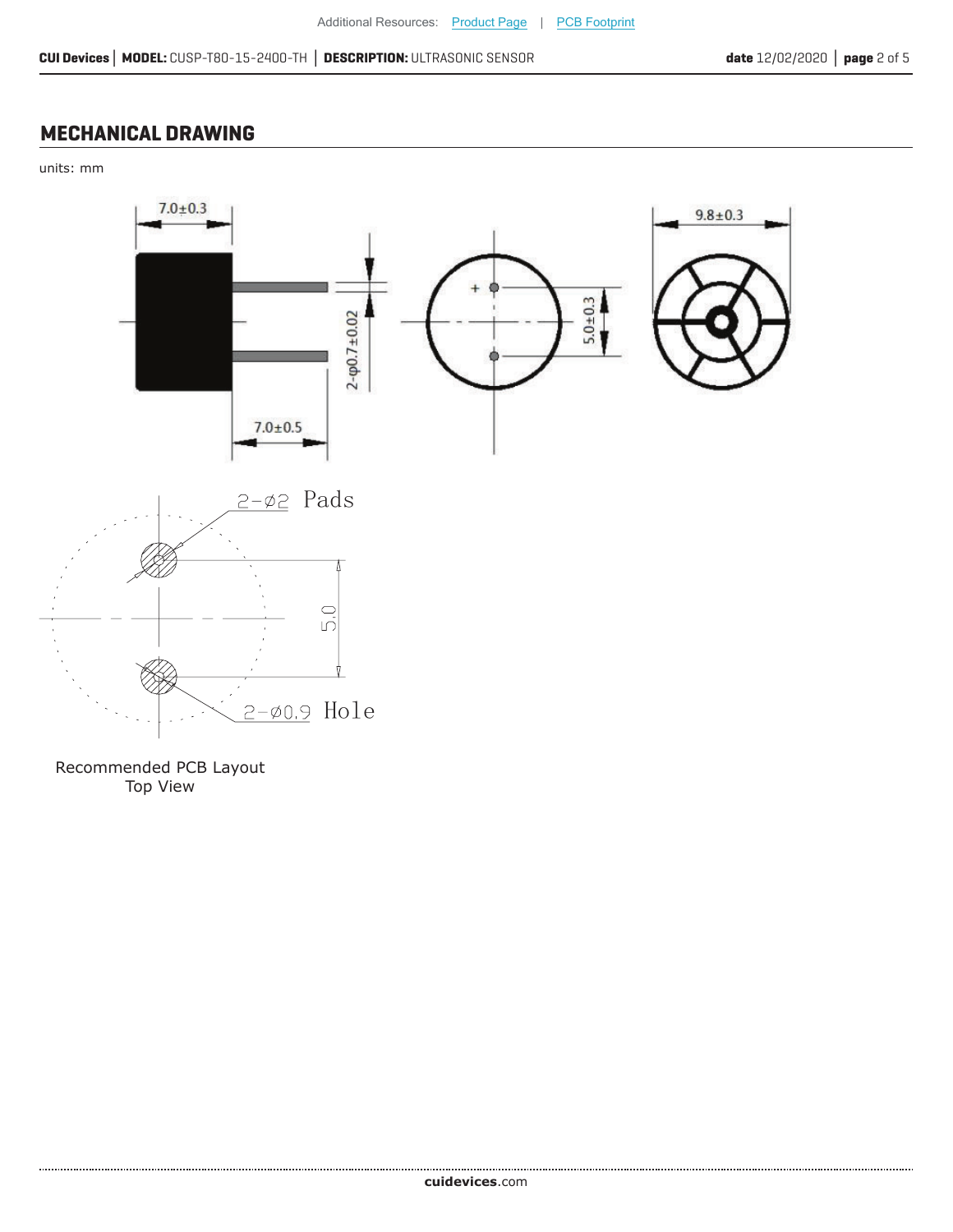Additional Resources: Product Page | PCB Footprint

## MECHANICAL DRAWING

units: mm

7.0±0.3

2-φ0.7±0.02

7.0±0.5

5.0±0.3

9.8±0.3

2-⌀2 Pads

5.0

2-⌀0.9 Hole

Recommended PCB Layout
Top View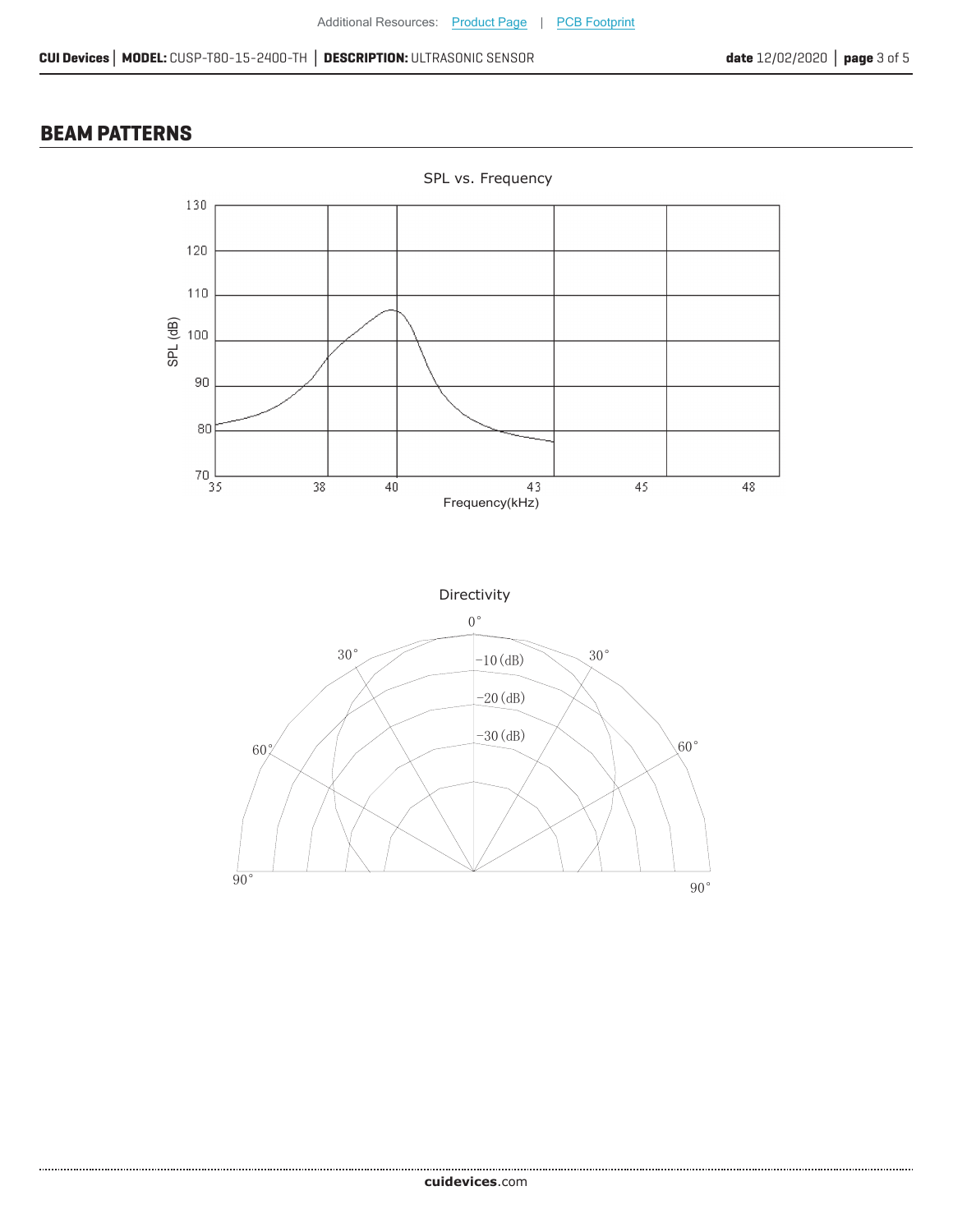## BEAM PATTERNS

SPL vs. Frequency

Directivity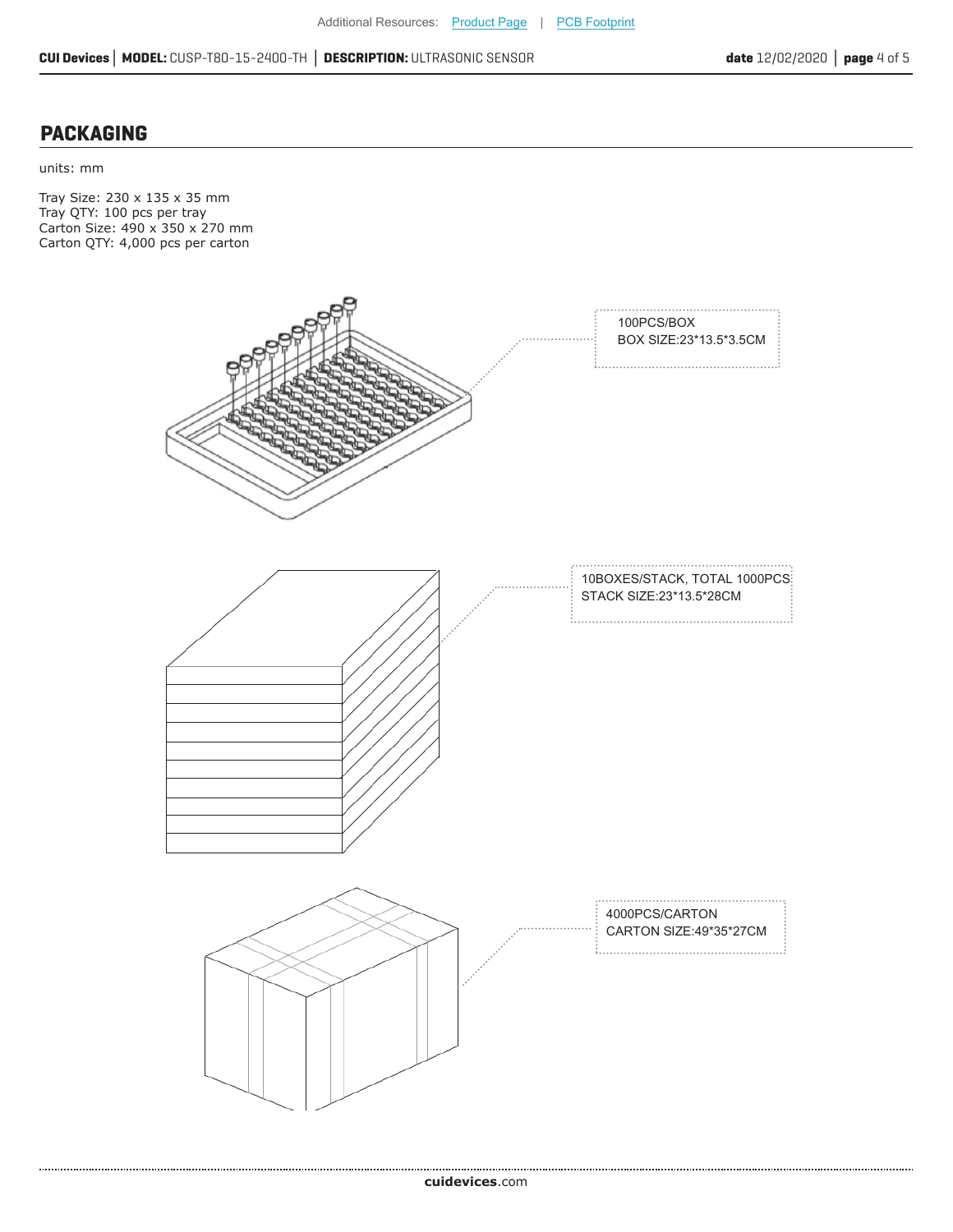## PACKAGING

units: mm

Tray Size: 230 x 135 x 35 mm
Tray QTY: 100 pcs per tray
Carton Size: 490 x 350 x 270 mm
Carton QTY: 4,000 pcs per carton

100PCS/BOX
BOX SIZE:23*13.5*3.5CM

10BOXES/STACK, TOTAL 1000PCS
STACK SIZE:23*13.5*28CM

4000PCS/CARTON
CARTON SIZE:49*35*27CM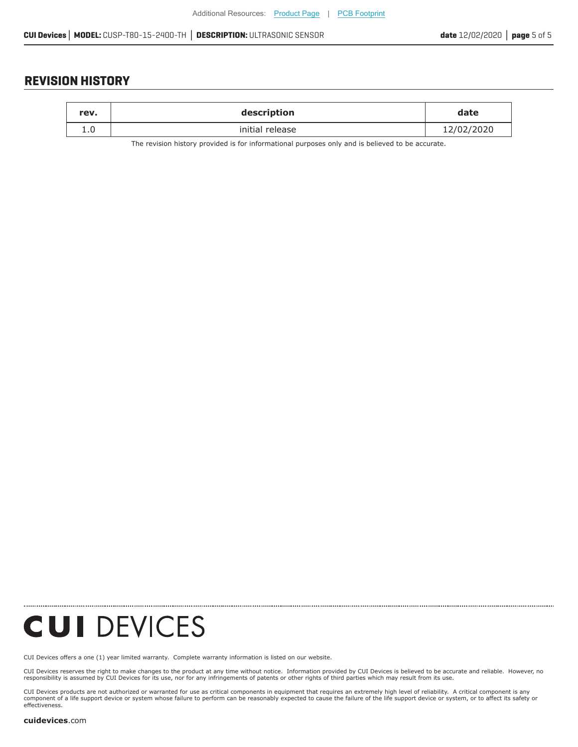## REVISION HISTORY

| rev. | description | date |
| --- | --- | --- |
| 1.0 | initial release | 12/02/2020 |

The revision history provided is for informational purposes only and is believed to be accurate.

**CUI** DEVICES

CUI Devices offers a one (1) year limited warranty. Complete warranty information is listed on our website.

CUI Devices reserves the right to make changes to the product at any time without notice. Information provided by CUI Devices is believed to be accurate and reliable. However, no responsibility is assumed by CUI Devices for its use, nor for any infringements of patents or other rights of third parties which may result from its use.

CUI Devices products are not authorized or warranted for use as critical components in equipment that requires an extremely high level of reliability. A critical component is any component of a life support device or system whose failure to perform can be reasonably expected to cause the failure of the life support device or system, or to affect its safety or effectiveness.

**cuidevices**.com